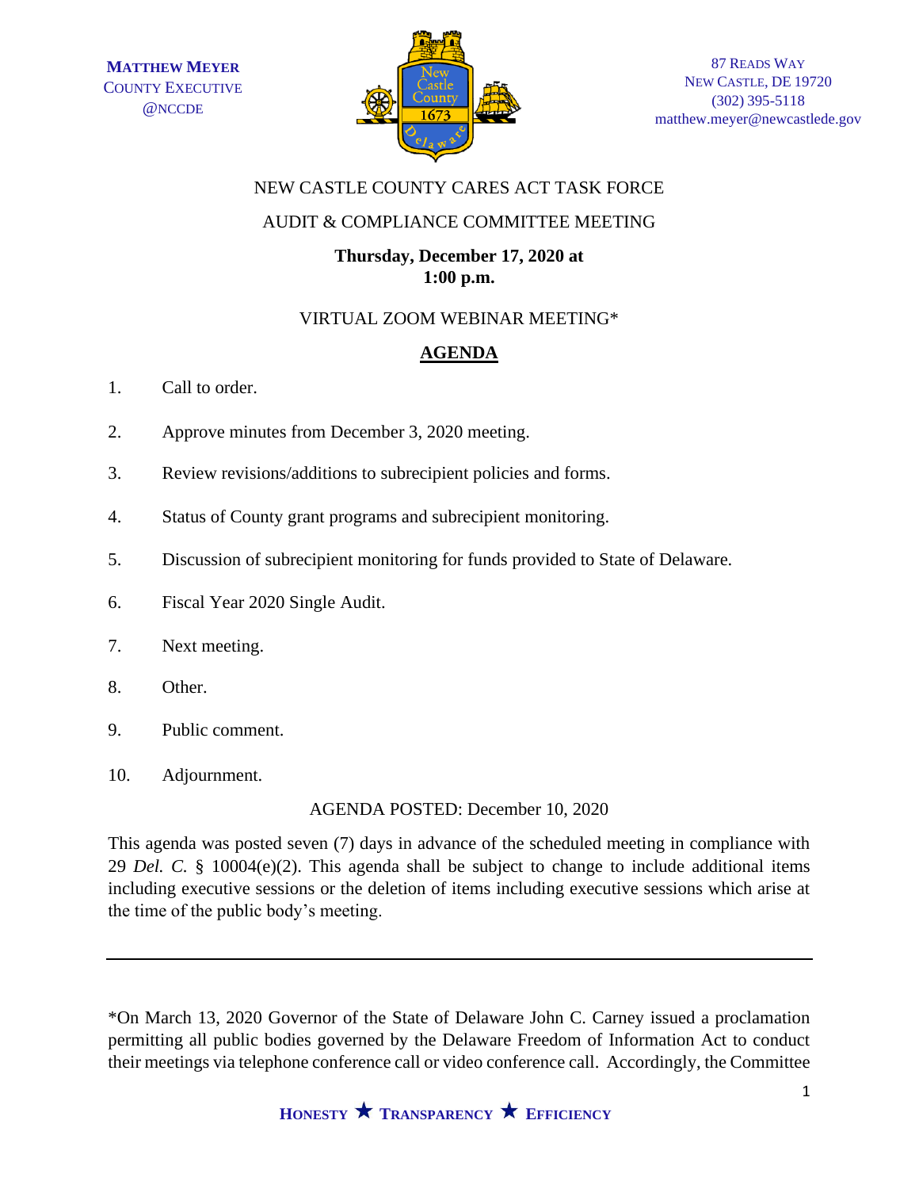**MATTHEW MEYER**
COUNTY EXECUTIVE
@NCCDE

87 READS WAY
NEW CASTLE, DE 19720
(302) 395-5118
matthew.meyer@newcastlede.gov

NEW CASTLE COUNTY CARES ACT TASK FORCE

AUDIT & COMPLIANCE COMMITTEE MEETING

**Thursday, December 17, 2020 at 1:00 p.m.**

VIRTUAL ZOOM WEBINAR MEETING*

## AGENDA

1. Call to order.
2. Approve minutes from December 3, 2020 meeting.
3. Review revisions/additions to subrecipient policies and forms.
4. Status of County grant programs and subrecipient monitoring.
5. Discussion of subrecipient monitoring for funds provided to State of Delaware.
6. Fiscal Year 2020 Single Audit.
7. Next meeting.
8. Other.
9. Public comment.
10. Adjournment.

AGENDA POSTED: December 10, 2020

This agenda was posted seven (7) days in advance of the scheduled meeting in compliance with 29 *Del. C.* § 10004(e)(2). This agenda shall be subject to change to include additional items including executive sessions or the deletion of items including executive sessions which arise at the time of the public body's meeting.

---

*On March 13, 2020 Governor of the State of Delaware John C. Carney issued a proclamation permitting all public bodies governed by the Delaware Freedom of Information Act to conduct their meetings via telephone conference call or video conference call. Accordingly, the Committee

**HONESTY ★ TRANSPARENCY ★ EFFICIENCY**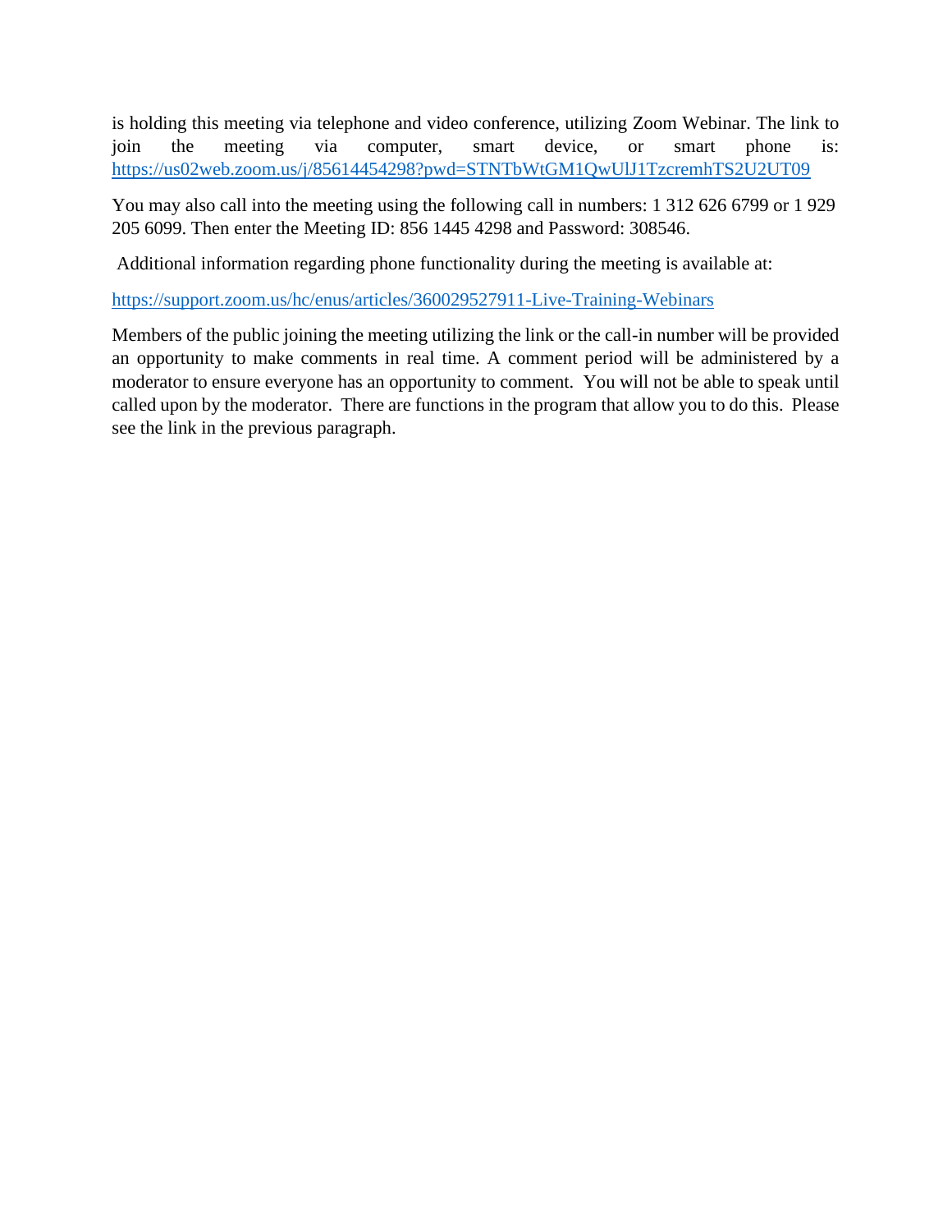is holding this meeting via telephone and video conference, utilizing Zoom Webinar. The link to join the meeting via computer, smart device, or smart phone is: https://us02web.zoom.us/j/85614454298?pwd=STNTbWtGM1QwUlJ1TzcremhTS2U2UT09

You may also call into the meeting using the following call in numbers: 1 312 626 6799 or 1 929 205 6099. Then enter the Meeting ID: 856 1445 4298 and Password: 308546.

Additional information regarding phone functionality during the meeting is available at:

https://support.zoom.us/hc/enus/articles/360029527911-Live-Training-Webinars

Members of the public joining the meeting utilizing the link or the call-in number will be provided an opportunity to make comments in real time. A comment period will be administered by a moderator to ensure everyone has an opportunity to comment. You will not be able to speak until called upon by the moderator. There are functions in the program that allow you to do this. Please see the link in the previous paragraph.